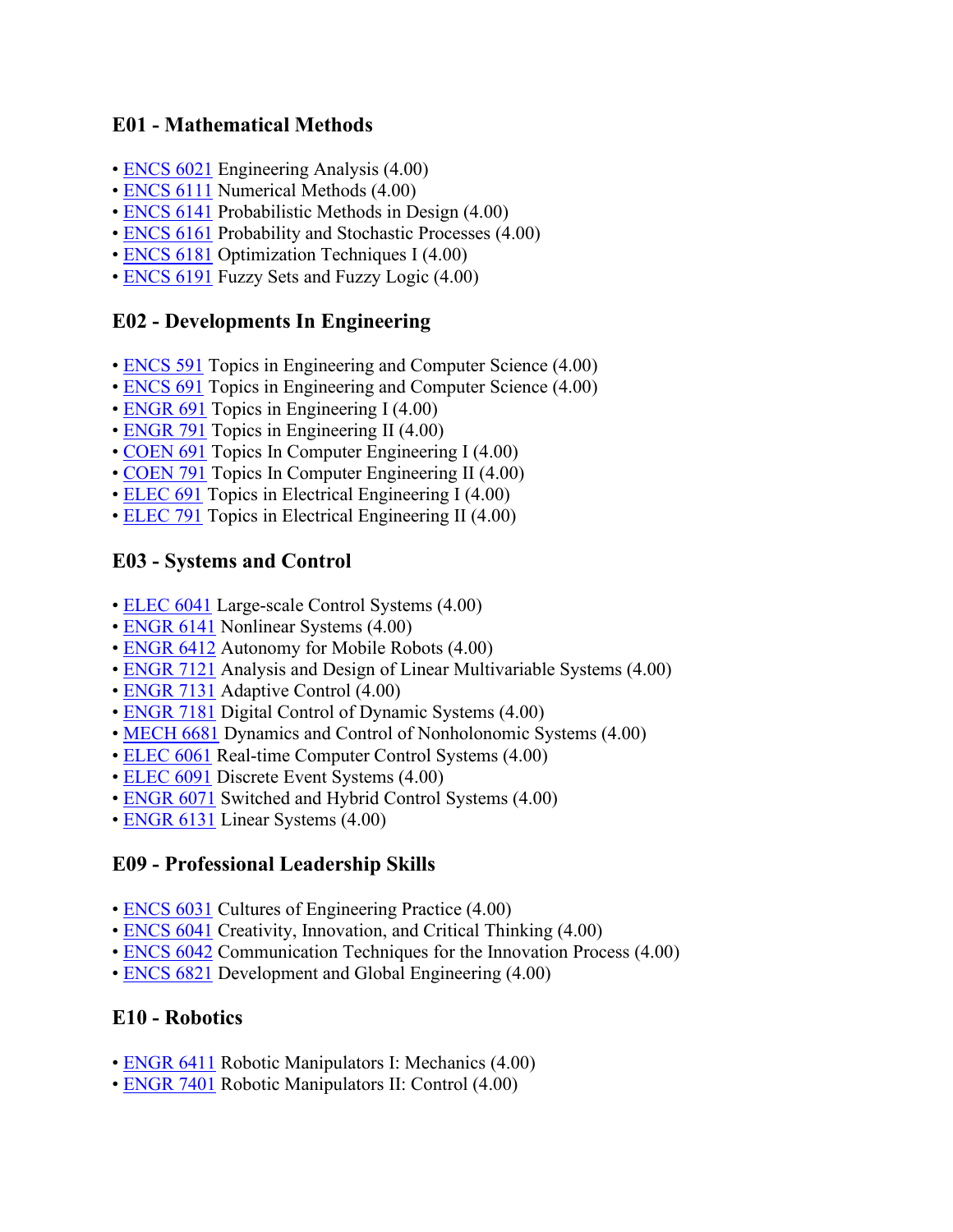### E01 - Mathematical Methods

- ENCS 6021 Engineering Analysis (4.00)
- ENCS 6111 Numerical Methods (4.00)
- ENCS 6141 Probabilistic Methods in Design (4.00)
- ENCS 6161 Probability and Stochastic Processes (4.00)
- ENCS 6181 Optimization Techniques I (4.00)
- ENCS 6191 Fuzzy Sets and Fuzzy Logic (4.00)

### E02 - Developments In Engineering

- ENCS 591 Topics in Engineering and Computer Science (4.00)
- ENCS 691 Topics in Engineering and Computer Science (4.00)
- ENGR 691 Topics in Engineering I (4.00)
- ENGR 791 Topics in Engineering II (4.00)
- COEN 691 Topics In Computer Engineering I (4.00)
- COEN 791 Topics In Computer Engineering II (4.00)
- ELEC 691 Topics in Electrical Engineering I (4.00)
- ELEC 791 Topics in Electrical Engineering II (4.00)

### E03 - Systems and Control

- ELEC 6041 Large-scale Control Systems (4.00)
- ENGR 6141 Nonlinear Systems (4.00)
- ENGR 6412 Autonomy for Mobile Robots (4.00)
- ENGR 7121 Analysis and Design of Linear Multivariable Systems (4.00)
- ENGR 7131 Adaptive Control (4.00)
- ENGR 7181 Digital Control of Dynamic Systems (4.00)
- MECH 6681 Dynamics and Control of Nonholonomic Systems (4.00)
- ELEC 6061 Real-time Computer Control Systems (4.00)
- ELEC 6091 Discrete Event Systems (4.00)
- ENGR 6071 Switched and Hybrid Control Systems (4.00)
- ENGR 6131 Linear Systems (4.00)

### E09 - Professional Leadership Skills

- ENCS 6031 Cultures of Engineering Practice (4.00)
- ENCS 6041 Creativity, Innovation, and Critical Thinking (4.00)
- ENCS 6042 Communication Techniques for the Innovation Process (4.00)
- ENCS 6821 Development and Global Engineering (4.00)

### E10 - Robotics

- ENGR 6411 Robotic Manipulators I: Mechanics (4.00)
- ENGR 7401 Robotic Manipulators II: Control (4.00)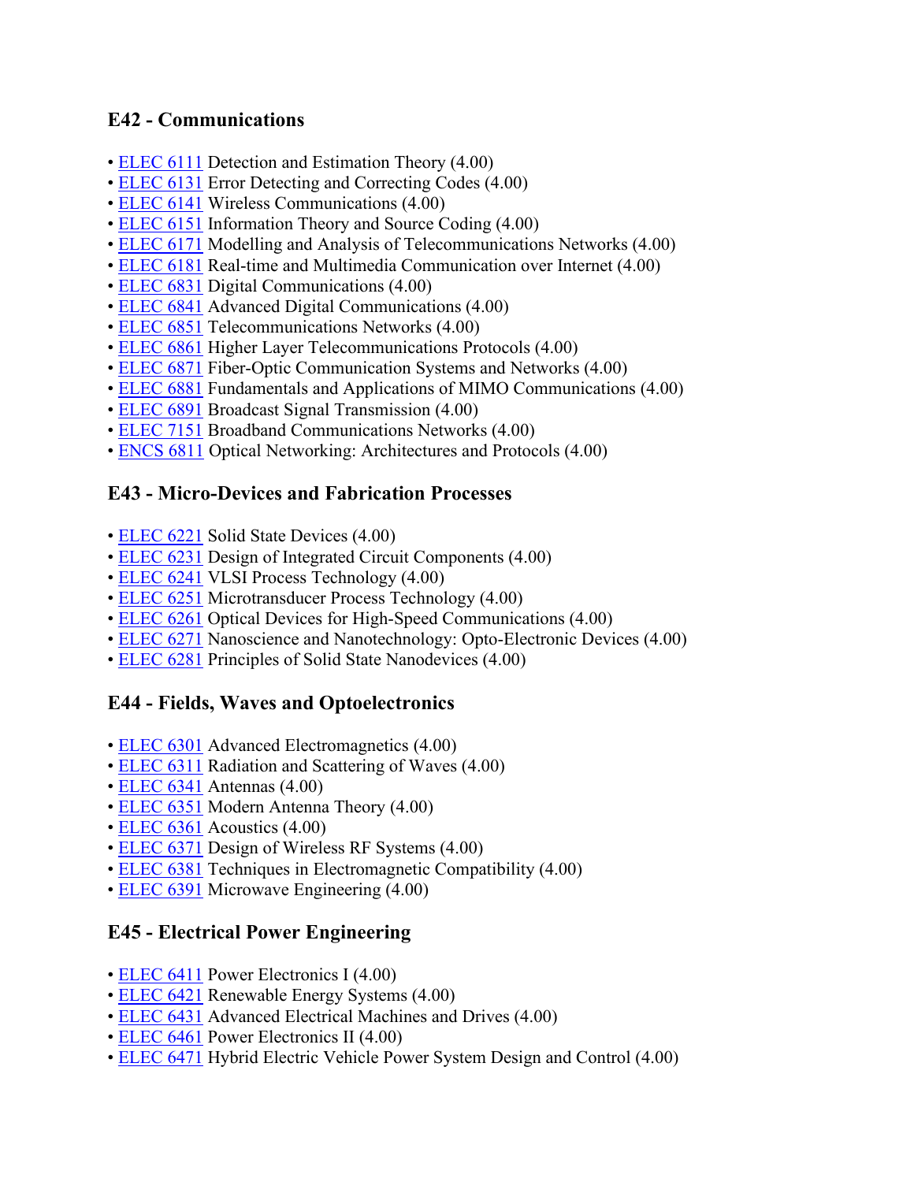### E42 - Communications

- ELEC 6111 Detection and Estimation Theory (4.00)
- ELEC 6131 Error Detecting and Correcting Codes (4.00)
- ELEC 6141 Wireless Communications (4.00)
- ELEC 6151 Information Theory and Source Coding (4.00)
- ELEC 6171 Modelling and Analysis of Telecommunications Networks (4.00)
- ELEC 6181 Real-time and Multimedia Communication over Internet (4.00)
- ELEC 6831 Digital Communications (4.00)
- ELEC 6841 Advanced Digital Communications (4.00)
- ELEC 6851 Telecommunications Networks (4.00)
- ELEC 6861 Higher Layer Telecommunications Protocols (4.00)
- ELEC 6871 Fiber-Optic Communication Systems and Networks (4.00)
- ELEC 6881 Fundamentals and Applications of MIMO Communications (4.00)
- ELEC 6891 Broadcast Signal Transmission (4.00)
- ELEC 7151 Broadband Communications Networks (4.00)
- ENCS 6811 Optical Networking: Architectures and Protocols (4.00)

### E43 - Micro-Devices and Fabrication Processes

- ELEC 6221 Solid State Devices (4.00)
- ELEC 6231 Design of Integrated Circuit Components (4.00)
- ELEC 6241 VLSI Process Technology (4.00)
- ELEC 6251 Microtransducer Process Technology (4.00)
- ELEC 6261 Optical Devices for High-Speed Communications (4.00)
- ELEC 6271 Nanoscience and Nanotechnology: Opto-Electronic Devices (4.00)
- ELEC 6281 Principles of Solid State Nanodevices (4.00)

### E44 - Fields, Waves and Optoelectronics

- ELEC 6301 Advanced Electromagnetics (4.00)
- ELEC 6311 Radiation and Scattering of Waves (4.00)
- ELEC 6341 Antennas (4.00)
- ELEC 6351 Modern Antenna Theory (4.00)
- ELEC 6361 Acoustics (4.00)
- ELEC 6371 Design of Wireless RF Systems (4.00)
- ELEC 6381 Techniques in Electromagnetic Compatibility (4.00)
- ELEC 6391 Microwave Engineering (4.00)

### E45 - Electrical Power Engineering

- ELEC 6411 Power Electronics I (4.00)
- ELEC 6421 Renewable Energy Systems (4.00)
- ELEC 6431 Advanced Electrical Machines and Drives (4.00)
- ELEC 6461 Power Electronics II (4.00)
- ELEC 6471 Hybrid Electric Vehicle Power System Design and Control (4.00)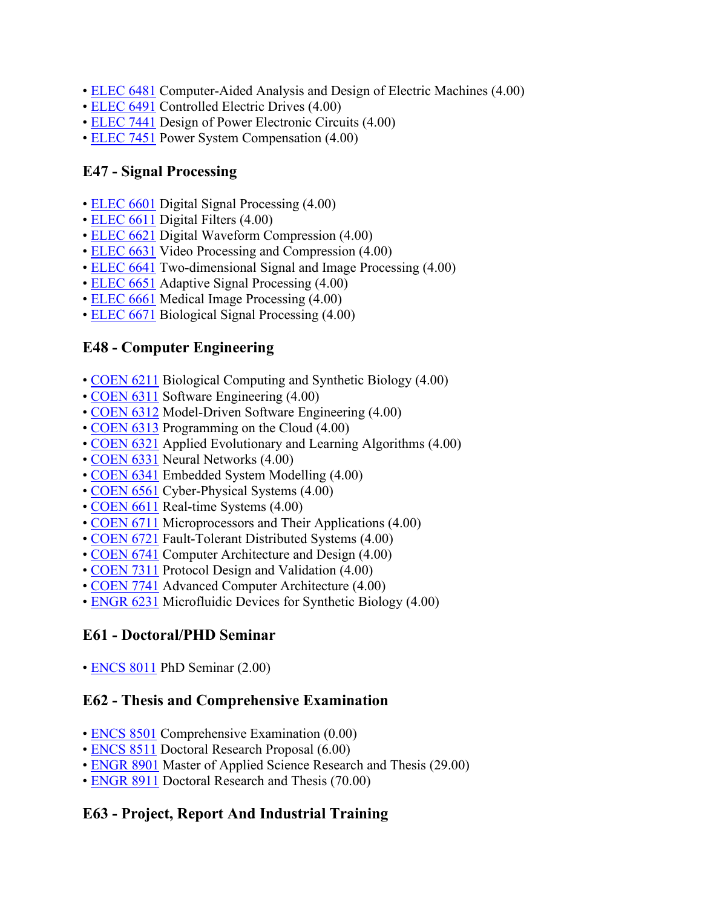- ELEC 6481 Computer-Aided Analysis and Design of Electric Machines (4.00)
- ELEC 6491 Controlled Electric Drives (4.00)
- ELEC 7441 Design of Power Electronic Circuits (4.00)
- ELEC 7451 Power System Compensation (4.00)

### E47 - Signal Processing

- ELEC 6601 Digital Signal Processing (4.00)
- ELEC 6611 Digital Filters (4.00)
- ELEC 6621 Digital Waveform Compression (4.00)
- ELEC 6631 Video Processing and Compression (4.00)
- ELEC 6641 Two-dimensional Signal and Image Processing (4.00)
- ELEC 6651 Adaptive Signal Processing (4.00)
- ELEC 6661 Medical Image Processing (4.00)
- ELEC 6671 Biological Signal Processing (4.00)

### E48 - Computer Engineering

- COEN 6211 Biological Computing and Synthetic Biology (4.00)
- COEN 6311 Software Engineering (4.00)
- COEN 6312 Model-Driven Software Engineering (4.00)
- COEN 6313 Programming on the Cloud (4.00)
- COEN 6321 Applied Evolutionary and Learning Algorithms (4.00)
- COEN 6331 Neural Networks (4.00)
- COEN 6341 Embedded System Modelling (4.00)
- COEN 6561 Cyber-Physical Systems (4.00)
- COEN 6611 Real-time Systems (4.00)
- COEN 6711 Microprocessors and Their Applications (4.00)
- COEN 6721 Fault-Tolerant Distributed Systems (4.00)
- COEN 6741 Computer Architecture and Design (4.00)
- COEN 7311 Protocol Design and Validation (4.00)
- COEN 7741 Advanced Computer Architecture (4.00)
- ENGR 6231 Microfluidic Devices for Synthetic Biology (4.00)

### E61 - Doctoral/PHD Seminar

- ENCS 8011 PhD Seminar (2.00)

### E62 - Thesis and Comprehensive Examination

- ENCS 8501 Comprehensive Examination (0.00)
- ENCS 8511 Doctoral Research Proposal (6.00)
- ENGR 8901 Master of Applied Science Research and Thesis (29.00)
- ENGR 8911 Doctoral Research and Thesis (70.00)

### E63 - Project, Report And Industrial Training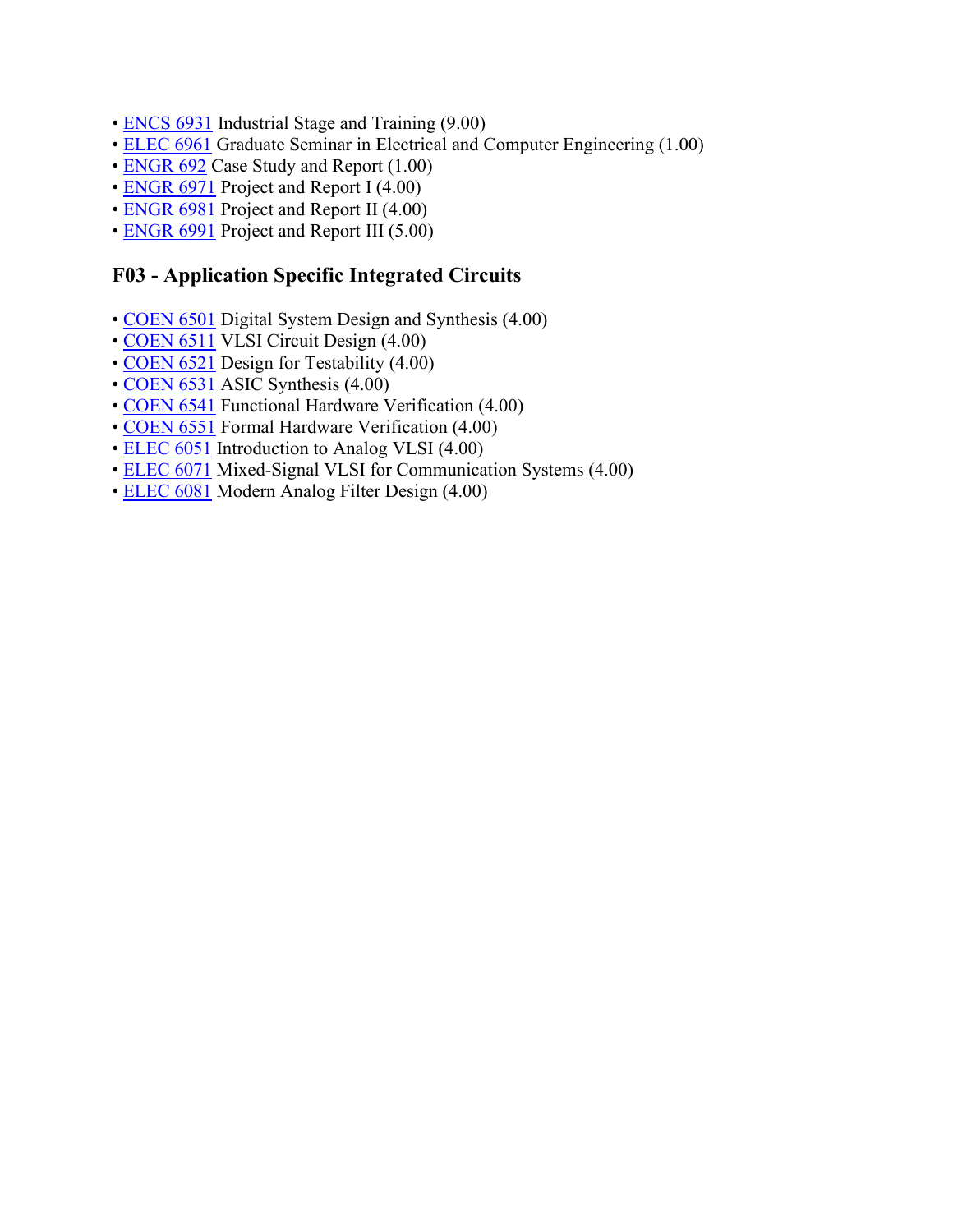- ENCS 6931 Industrial Stage and Training (9.00)
- ELEC 6961 Graduate Seminar in Electrical and Computer Engineering (1.00)
- ENGR 692 Case Study and Report (1.00)
- ENGR 6971 Project and Report I (4.00)
- ENGR 6981 Project and Report II (4.00)
- ENGR 6991 Project and Report III (5.00)

### F03 - Application Specific Integrated Circuits

- COEN 6501 Digital System Design and Synthesis (4.00)
- COEN 6511 VLSI Circuit Design (4.00)
- COEN 6521 Design for Testability (4.00)
- COEN 6531 ASIC Synthesis (4.00)
- COEN 6541 Functional Hardware Verification (4.00)
- COEN 6551 Formal Hardware Verification (4.00)
- ELEC 6051 Introduction to Analog VLSI (4.00)
- ELEC 6071 Mixed-Signal VLSI for Communication Systems (4.00)
- ELEC 6081 Modern Analog Filter Design (4.00)